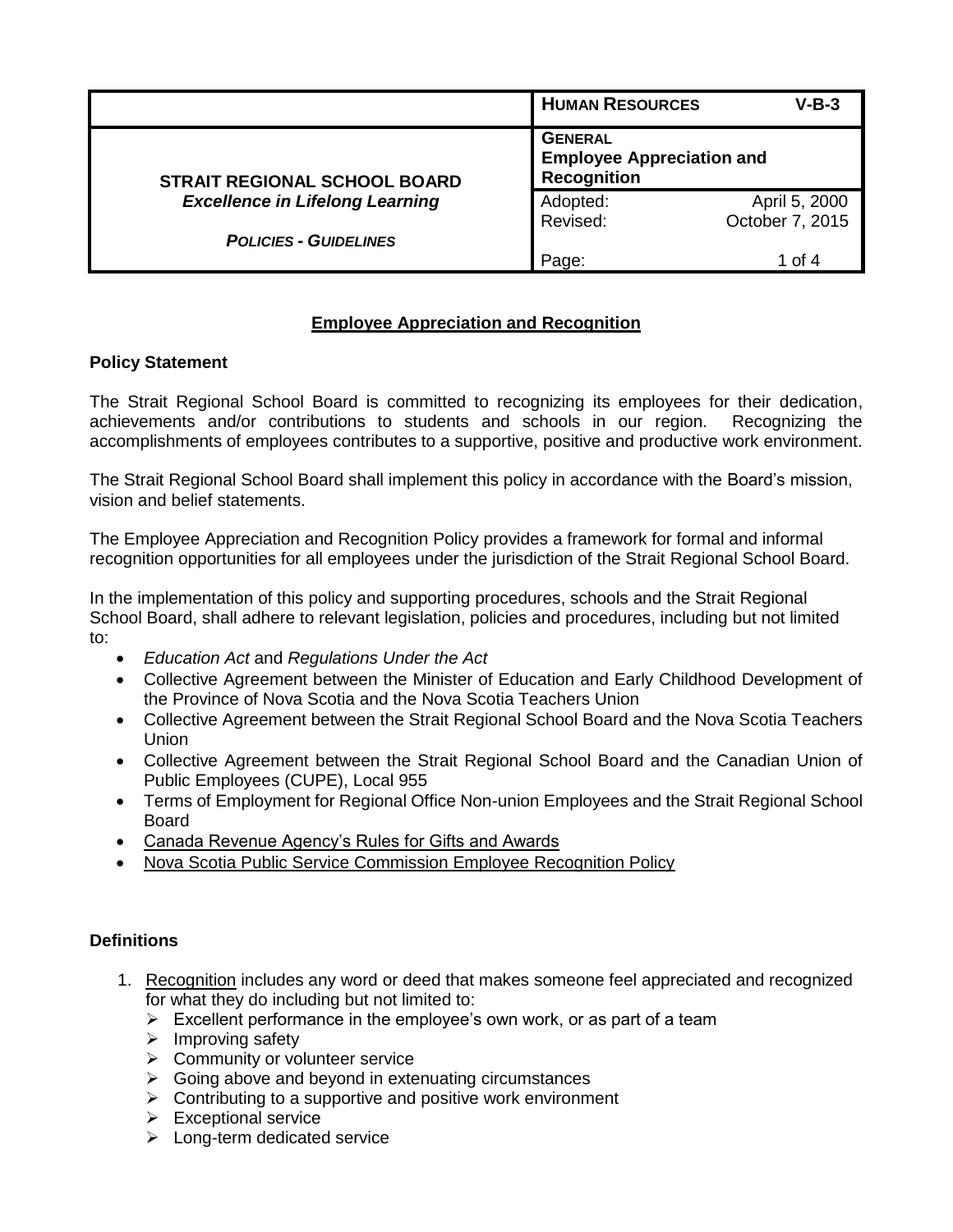| | **HUMAN RESOURCES** | **V-B-3** |
|---|---|---|
| **STRAIT REGIONAL SCHOOL BOARD** | **GENERAL** **Employee Appreciation and Recognition** | |
| ***Excellence in Lifelong Learning*** | Adopted: | April 5, 2000 |
| | Revised: | October 7, 2015 |
| ***POLICIES - GUIDELINES*** | Page: | 1 of 4 |

# Employee Appreciation and Recognition

## Policy Statement

The Strait Regional School Board is committed to recognizing its employees for their dedication, achievements and/or contributions to students and schools in our region. Recognizing the accomplishments of employees contributes to a supportive, positive and productive work environment.

The Strait Regional School Board shall implement this policy in accordance with the Board's mission, vision and belief statements.

The Employee Appreciation and Recognition Policy provides a framework for formal and informal recognition opportunities for all employees under the jurisdiction of the Strait Regional School Board.

In the implementation of this policy and supporting procedures, schools and the Strait Regional School Board, shall adhere to relevant legislation, policies and procedures, including but not limited to:

- *Education Act* and *Regulations Under the Act*
- Collective Agreement between the Minister of Education and Early Childhood Development of the Province of Nova Scotia and the Nova Scotia Teachers Union
- Collective Agreement between the Strait Regional School Board and the Nova Scotia Teachers Union
- Collective Agreement between the Strait Regional School Board and the Canadian Union of Public Employees (CUPE), Local 955
- Terms of Employment for Regional Office Non-union Employees and the Strait Regional School Board
- Canada Revenue Agency's Rules for Gifts and Awards
- Nova Scotia Public Service Commission Employee Recognition Policy

## Definitions

1. Recognition includes any word or deed that makes someone feel appreciated and recognized for what they do including but not limited to:
   - Excellent performance in the employee's own work, or as part of a team
   - Improving safety
   - Community or volunteer service
   - Going above and beyond in extenuating circumstances
   - Contributing to a supportive and positive work environment
   - Exceptional service
   - Long-term dedicated service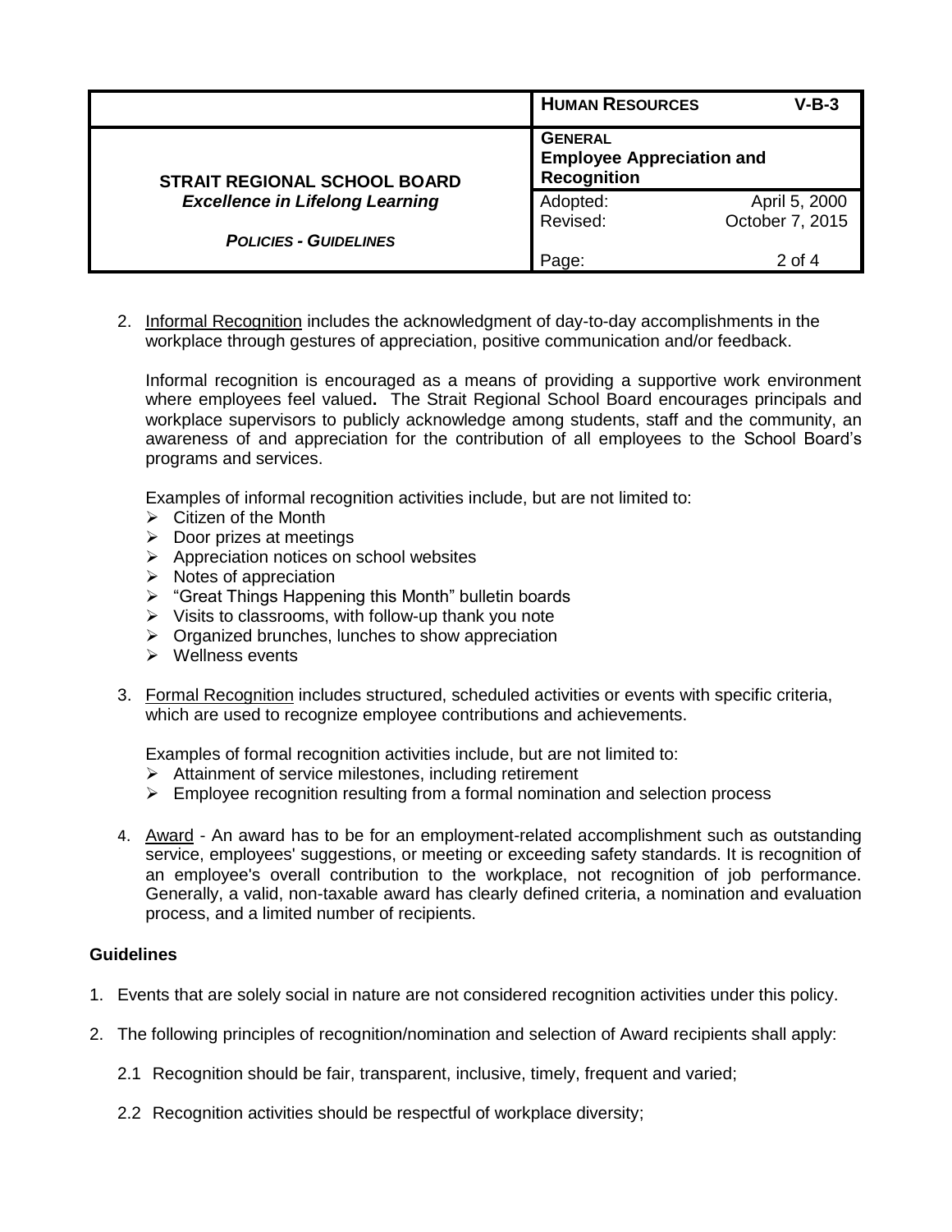2. Informal Recognition includes the acknowledgment of day-to-day accomplishments in the workplace through gestures of appreciation, positive communication and/or feedback.

   Informal recognition is encouraged as a means of providing a supportive work environment where employees feel valued**.** The Strait Regional School Board encourages principals and workplace supervisors to publicly acknowledge among students, staff and the community, an awareness of and appreciation for the contribution of all employees to the School Board's programs and services.

   Examples of informal recognition activities include, but are not limited to:
   - Citizen of the Month
   - Door prizes at meetings
   - Appreciation notices on school websites
   - Notes of appreciation
   - "Great Things Happening this Month" bulletin boards
   - Visits to classrooms, with follow-up thank you note
   - Organized brunches, lunches to show appreciation
   - Wellness events

3. Formal Recognition includes structured, scheduled activities or events with specific criteria, which are used to recognize employee contributions and achievements.

   Examples of formal recognition activities include, but are not limited to:
   - Attainment of service milestones, including retirement
   - Employee recognition resulting from a formal nomination and selection process

4. Award - An award has to be for an employment-related accomplishment such as outstanding service, employees' suggestions, or meeting or exceeding safety standards. It is recognition of an employee's overall contribution to the workplace, not recognition of job performance. Generally, a valid, non-taxable award has clearly defined criteria, a nomination and evaluation process, and a limited number of recipients.

**Guidelines**

1. Events that are solely social in nature are not considered recognition activities under this policy.

2. The following principles of recognition/nomination and selection of Award recipients shall apply:

   2.1 Recognition should be fair, transparent, inclusive, timely, frequent and varied;

   2.2 Recognition activities should be respectful of workplace diversity;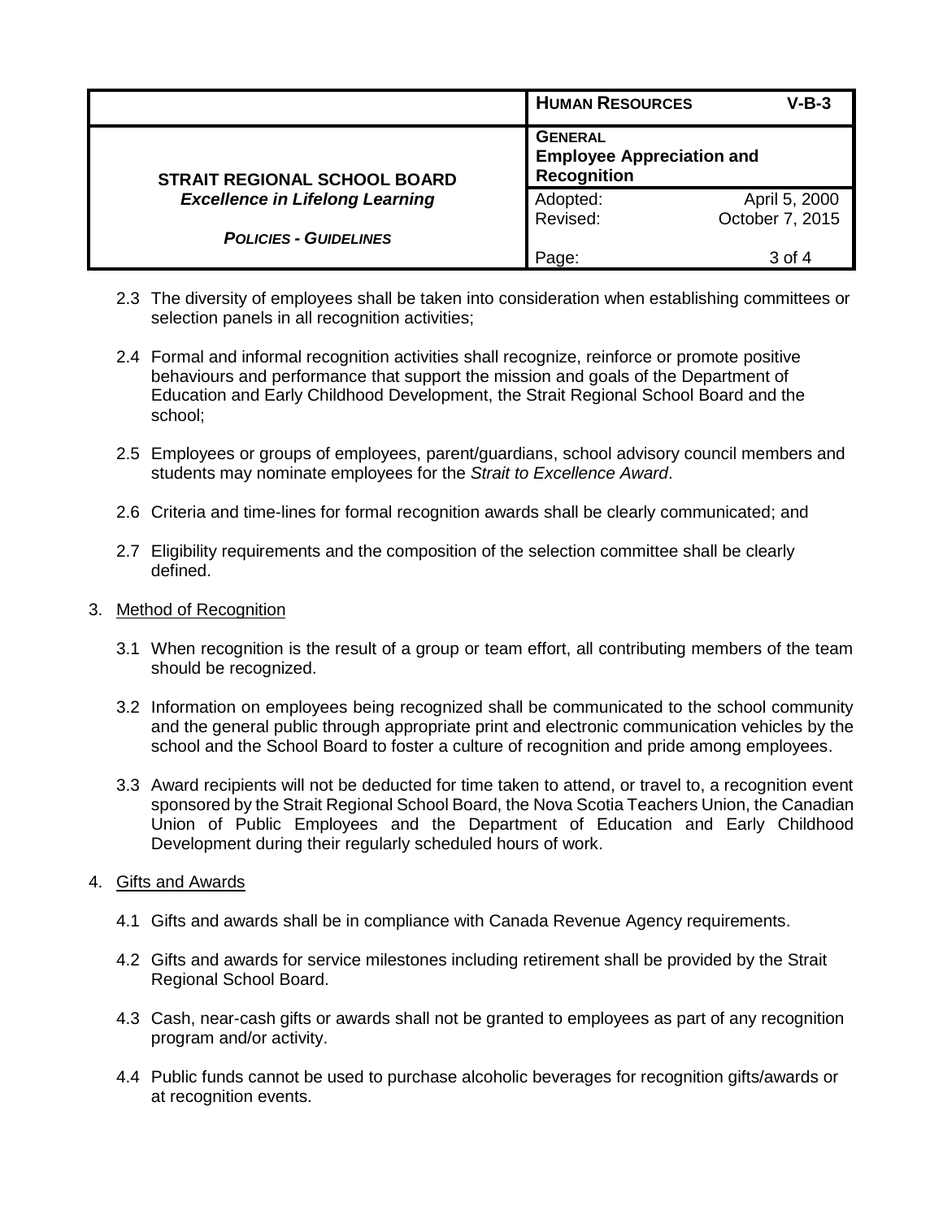2.3 The diversity of employees shall be taken into consideration when establishing committees or selection panels in all recognition activities;

2.4 Formal and informal recognition activities shall recognize, reinforce or promote positive behaviours and performance that support the mission and goals of the Department of Education and Early Childhood Development, the Strait Regional School Board and the school;

2.5 Employees or groups of employees, parent/guardians, school advisory council members and students may nominate employees for the *Strait to Excellence Award*.

2.6 Criteria and time-lines for formal recognition awards shall be clearly communicated; and

2.7 Eligibility requirements and the composition of the selection committee shall be clearly defined.

3. Method of Recognition

3.1 When recognition is the result of a group or team effort, all contributing members of the team should be recognized.

3.2 Information on employees being recognized shall be communicated to the school community and the general public through appropriate print and electronic communication vehicles by the school and the School Board to foster a culture of recognition and pride among employees.

3.3 Award recipients will not be deducted for time taken to attend, or travel to, a recognition event sponsored by the Strait Regional School Board, the Nova Scotia Teachers Union, the Canadian Union of Public Employees and the Department of Education and Early Childhood Development during their regularly scheduled hours of work.

4. Gifts and Awards

4.1 Gifts and awards shall be in compliance with Canada Revenue Agency requirements.

4.2 Gifts and awards for service milestones including retirement shall be provided by the Strait Regional School Board.

4.3 Cash, near-cash gifts or awards shall not be granted to employees as part of any recognition program and/or activity.

4.4 Public funds cannot be used to purchase alcoholic beverages for recognition gifts/awards or at recognition events.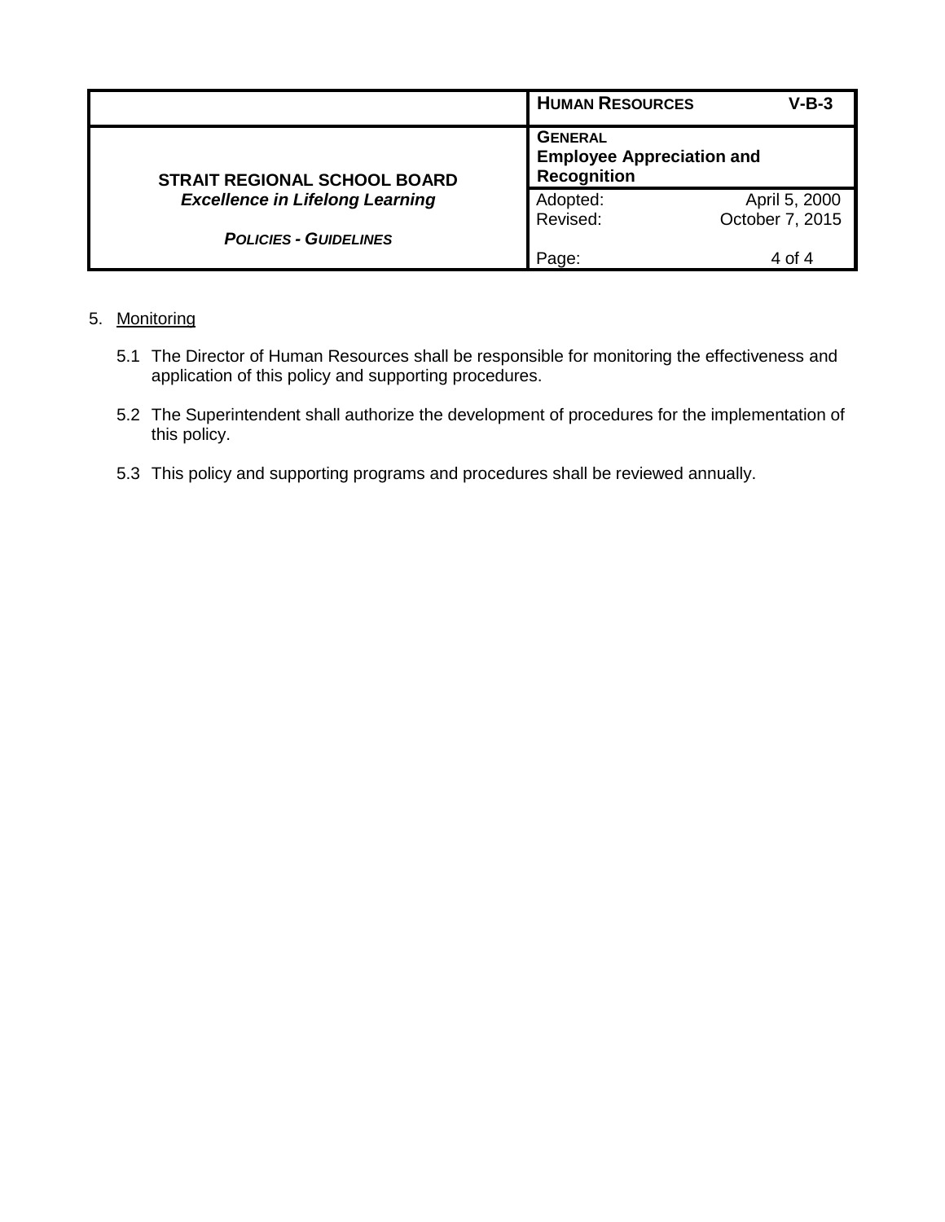5. Monitoring

   5.1 The Director of Human Resources shall be responsible for monitoring the effectiveness and application of this policy and supporting procedures.

   5.2 The Superintendent shall authorize the development of procedures for the implementation of this policy.

   5.3 This policy and supporting programs and procedures shall be reviewed annually.